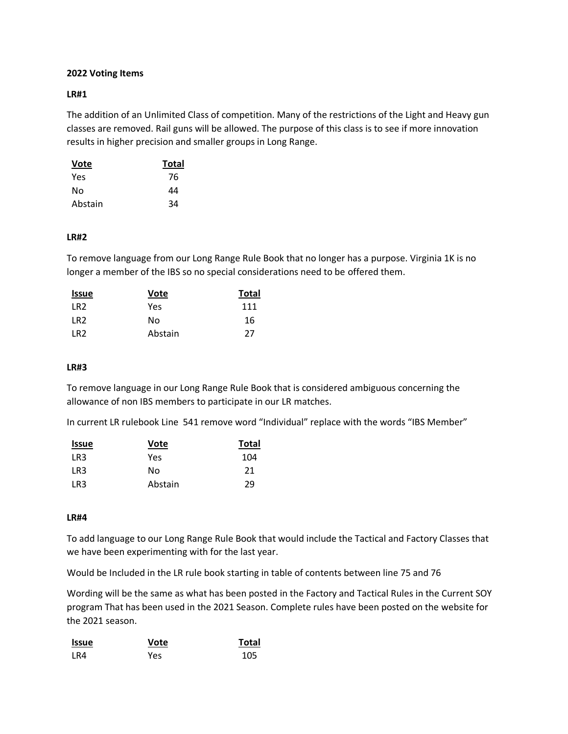**2022 Voting Items**

**LR#1**

The addition of an Unlimited Class of competition. Many of the restrictions of the Light and Heavy gun classes are removed. Rail guns will be allowed. The purpose of this class is to see if more innovation results in higher precision and smaller groups in Long Range.

| Vote | Total |
|---|---|
| Yes | 76 |
| No | 44 |
| Abstain | 34 |

**LR#2**

To remove language from our Long Range Rule Book that no longer has a purpose. Virginia 1K is no longer a member of the IBS so no special considerations need to be offered them.

| Issue | Vote | Total |
|---|---|---|
| LR2 | Yes | 111 |
| LR2 | No | 16 |
| LR2 | Abstain | 27 |

**LR#3**

To remove language in our Long Range Rule Book that is considered ambiguous concerning the allowance of non IBS members to participate in our LR matches.

In current LR rulebook Line 541 remove word "Individual" replace with the words "IBS Member"

| Issue | Vote | Total |
|---|---|---|
| LR3 | Yes | 104 |
| LR3 | No | 21 |
| LR3 | Abstain | 29 |

**LR#4**

To add language to our Long Range Rule Book that would include the Tactical and Factory Classes that we have been experimenting with for the last year.

Would be Included in the LR rule book starting in table of contents between line 75 and 76

Wording will be the same as what has been posted in the Factory and Tactical Rules in the Current SOY program That has been used in the 2021 Season. Complete rules have been posted on the website for the 2021 season.

| Issue | Vote | Total |
|---|---|---|
| LR4 | Yes | 105 |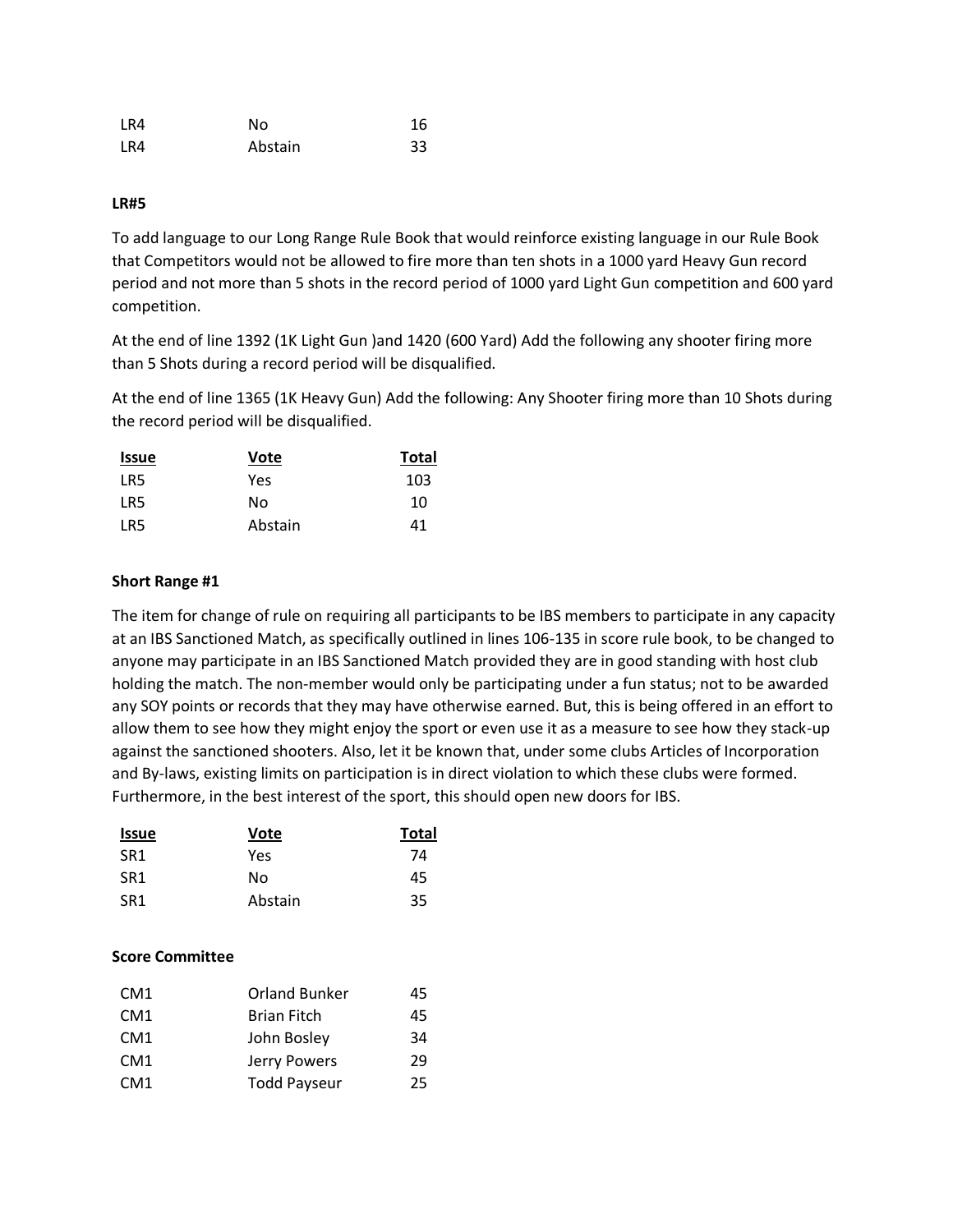| | | |
|---|---|---|
| LR4 | No | 16 |
| LR4 | Abstain | 33 |

**LR#5**

To add language to our Long Range Rule Book that would reinforce existing language in our Rule Book that Competitors would not be allowed to fire more than ten shots in a 1000 yard Heavy Gun record period and not more than 5 shots in the record period of 1000 yard Light Gun competition and 600 yard competition.

At the end of line 1392 (1K Light Gun )and 1420 (600 Yard) Add the following any shooter firing more than 5 Shots during a record period will be disqualified.

At the end of line 1365 (1K Heavy Gun) Add the following: Any Shooter firing more than 10 Shots during the record period will be disqualified.

| Issue | Vote | Total |
|---|---|---|
| LR5 | Yes | 103 |
| LR5 | No | 10 |
| LR5 | Abstain | 41 |

**Short Range #1**

The item for change of rule on requiring all participants to be IBS members to participate in any capacity at an IBS Sanctioned Match, as specifically outlined in lines 106-135 in score rule book, to be changed to anyone may participate in an IBS Sanctioned Match provided they are in good standing with host club holding the match. The non-member would only be participating under a fun status; not to be awarded any SOY points or records that they may have otherwise earned. But, this is being offered in an effort to allow them to see how they might enjoy the sport or even use it as a measure to see how they stack-up against the sanctioned shooters. Also, let it be known that, under some clubs Articles of Incorporation and By-laws, existing limits on participation is in direct violation to which these clubs were formed. Furthermore, in the best interest of the sport, this should open new doors for IBS.

| Issue | Vote | Total |
|---|---|---|
| SR1 | Yes | 74 |
| SR1 | No | 45 |
| SR1 | Abstain | 35 |

**Score Committee**

| | | |
|---|---|---|
| CM1 | Orland Bunker | 45 |
| CM1 | Brian Fitch | 45 |
| CM1 | John Bosley | 34 |
| CM1 | Jerry Powers | 29 |
| CM1 | Todd Payseur | 25 |